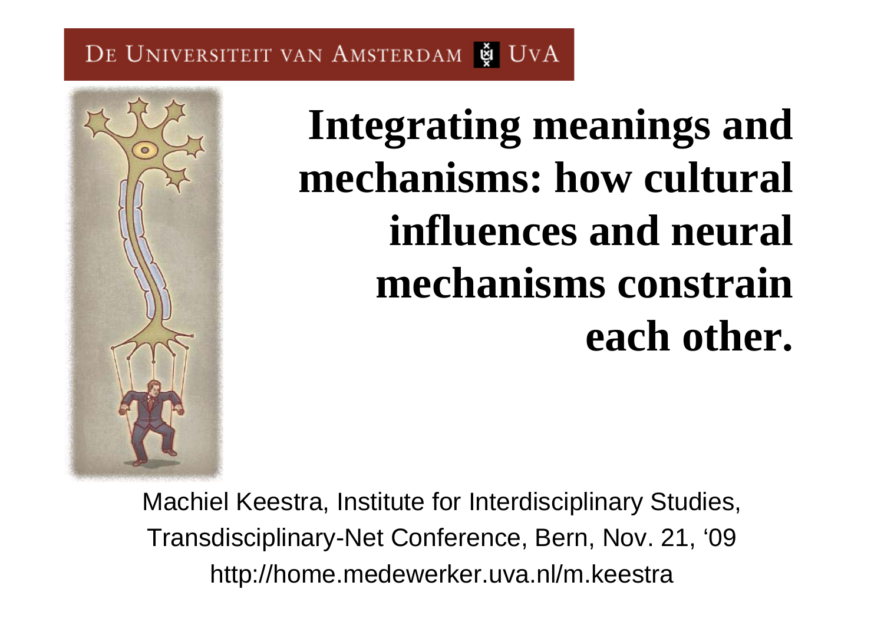DE UNIVERSITEIT VAN AMSTERDAM UvA

# Integrating meanings and mechanisms: how cultural influences and neural mechanisms constrain each other.

Machiel Keestra, Institute for Interdisciplinary Studies,
Transdisciplinary-Net Conference, Bern, Nov. 21, '09
http://home.medewerker.uva.nl/m.keestra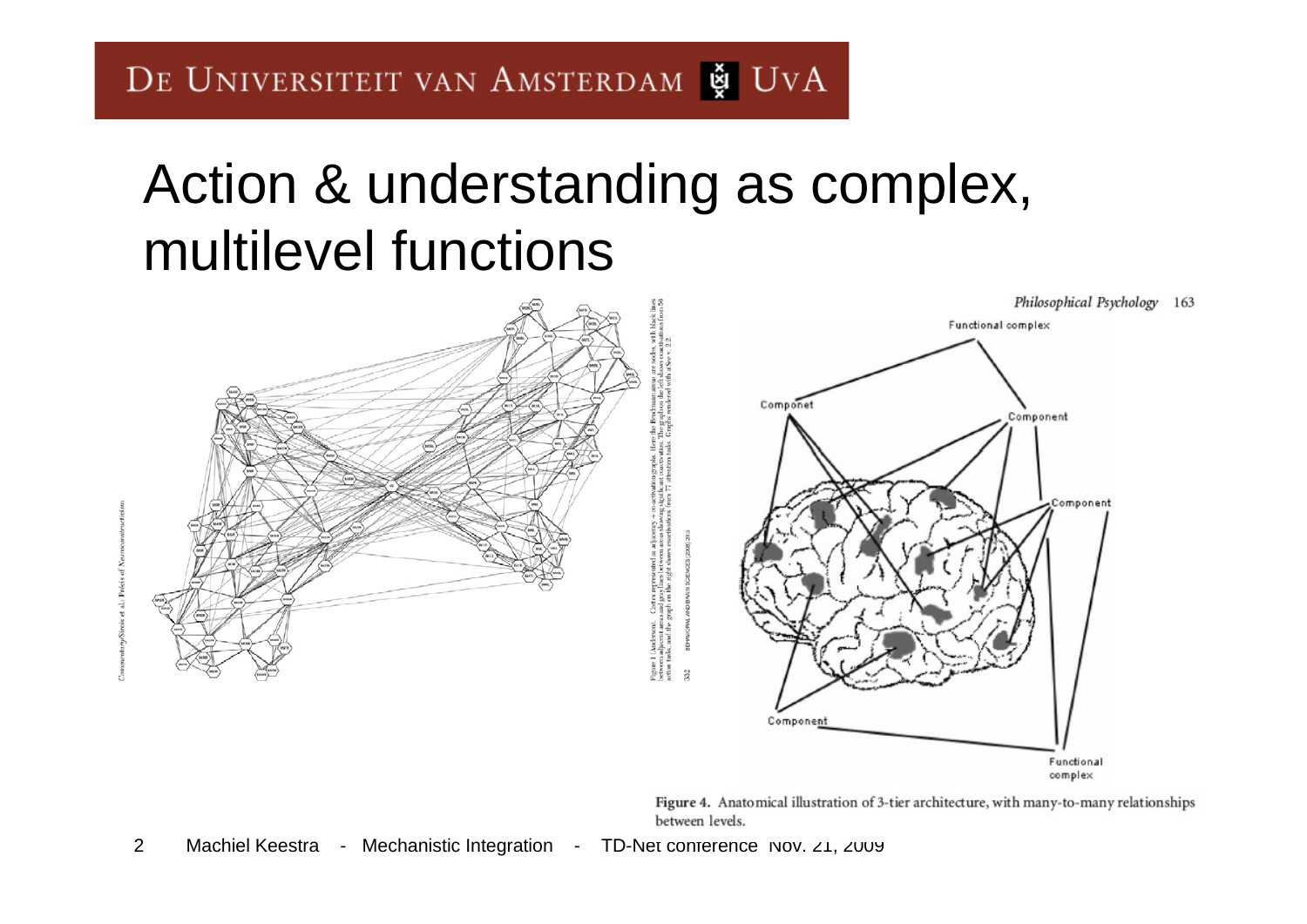# Action & understanding as complex, multilevel functions

Figure 4. Anatomical illustration of 3-tier architecture, with many-to-many relationships between levels.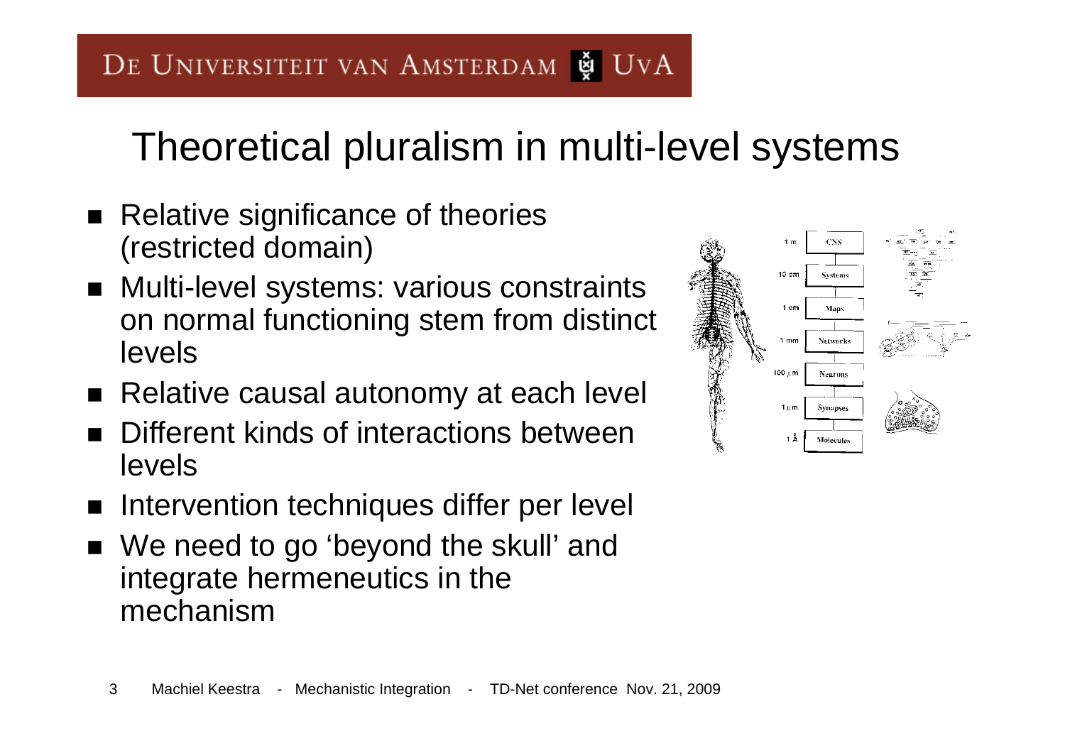# Theoretical pluralism in multi-level systems

- Relative significance of theories (restricted domain)
- Multi-level systems: various constraints on normal functioning stem from distinct levels
- Relative causal autonomy at each level
- Different kinds of interactions between levels
- Intervention techniques differ per level
- We need to go 'beyond the skull' and integrate hermeneutics in the mechanism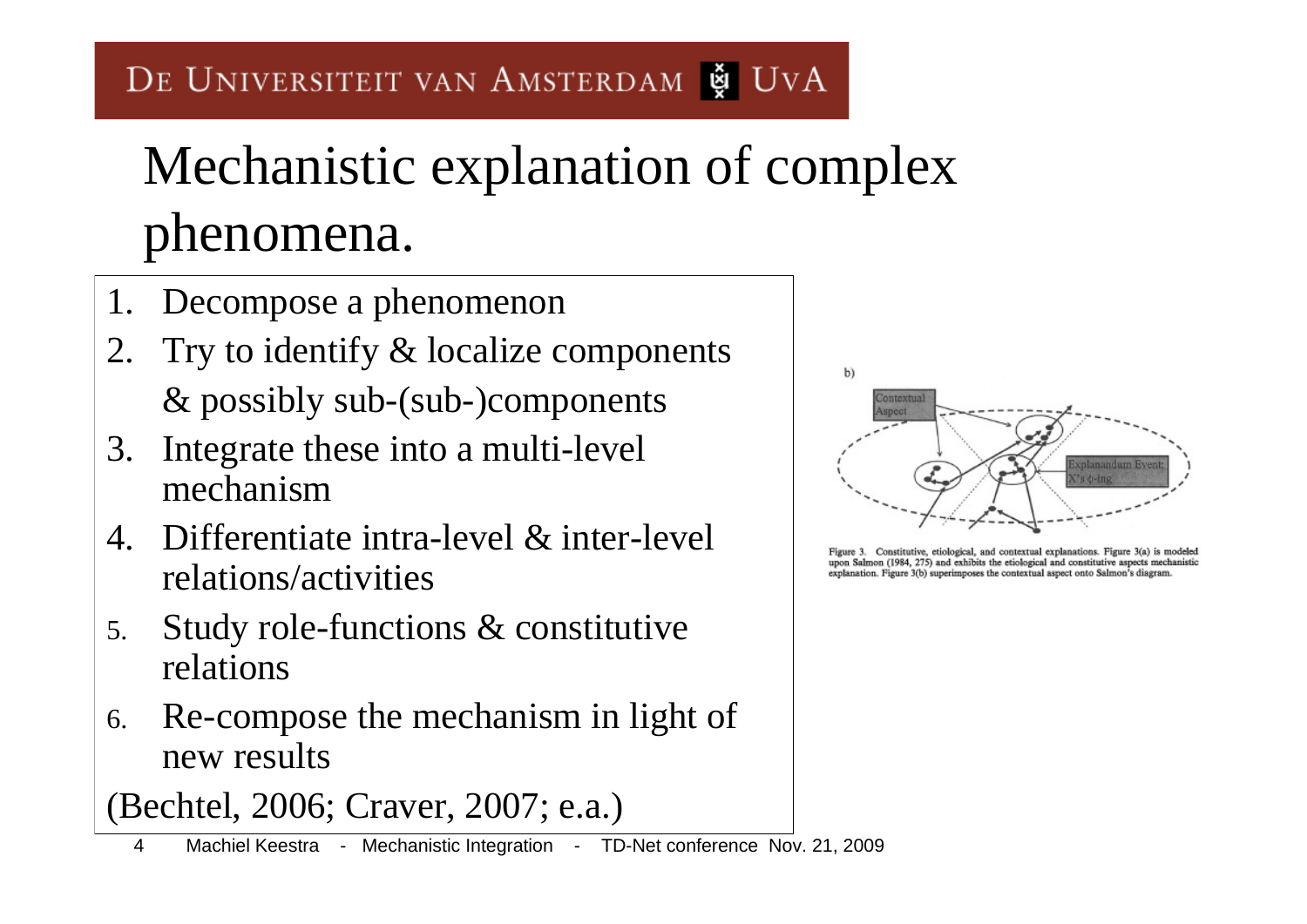# Mechanistic explanation of complex phenomena.

1. Decompose a phenomenon
2. Try to identify & localize components & possibly sub-(sub-)components
3. Integrate these into a multi-level mechanism
4. Differentiate intra-level & inter-level relations/activities
5. Study role-functions & constitutive relations
6. Re-compose the mechanism in light of new results

(Bechtel, 2006; Craver, 2007; e.a.)

Figure 3. Constitutive, etiological, and contextual explanations. Figure 3(a) is modeled upon Salmon (1984, 275) and exhibits the etiological and constitutive aspects mechanistic explanation. Figure 3(b) superimposes the contextual aspect onto Salmon's diagram.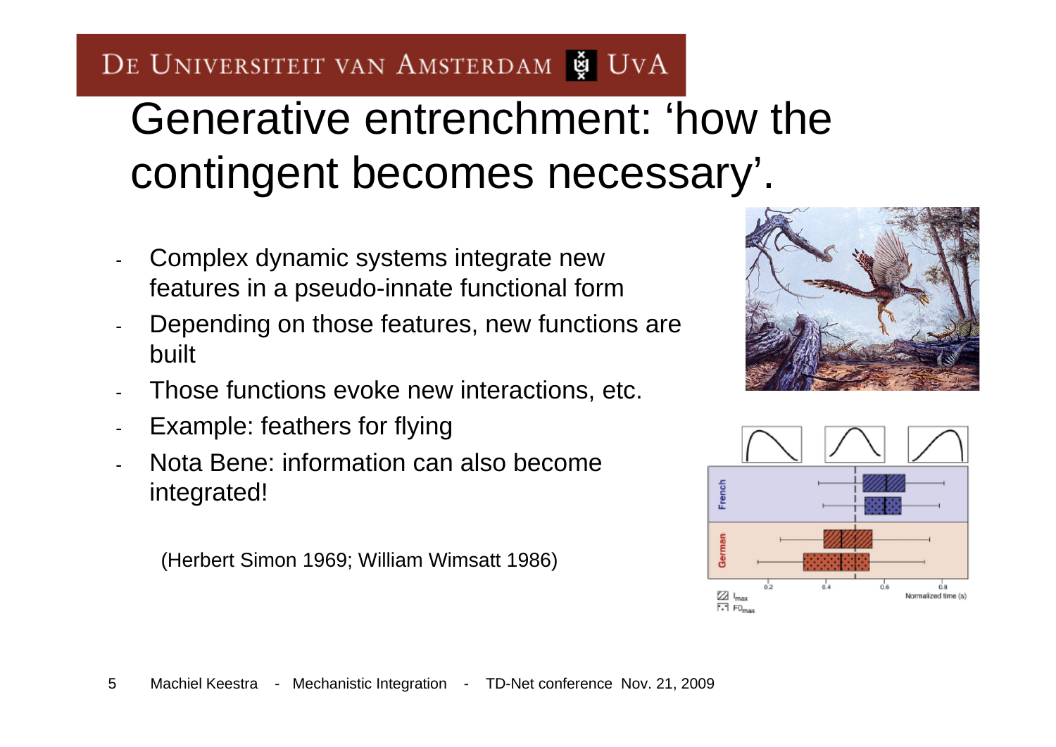# Generative entrenchment: 'how the contingent becomes necessary'.

- Complex dynamic systems integrate new features in a pseudo-innate functional form
- Depending on those features, new functions are built
- Those functions evoke new interactions, etc.
- Example: feathers for flying
- Nota Bene: information can also become integrated!

(Herbert Simon 1969; William Wimsatt 1986)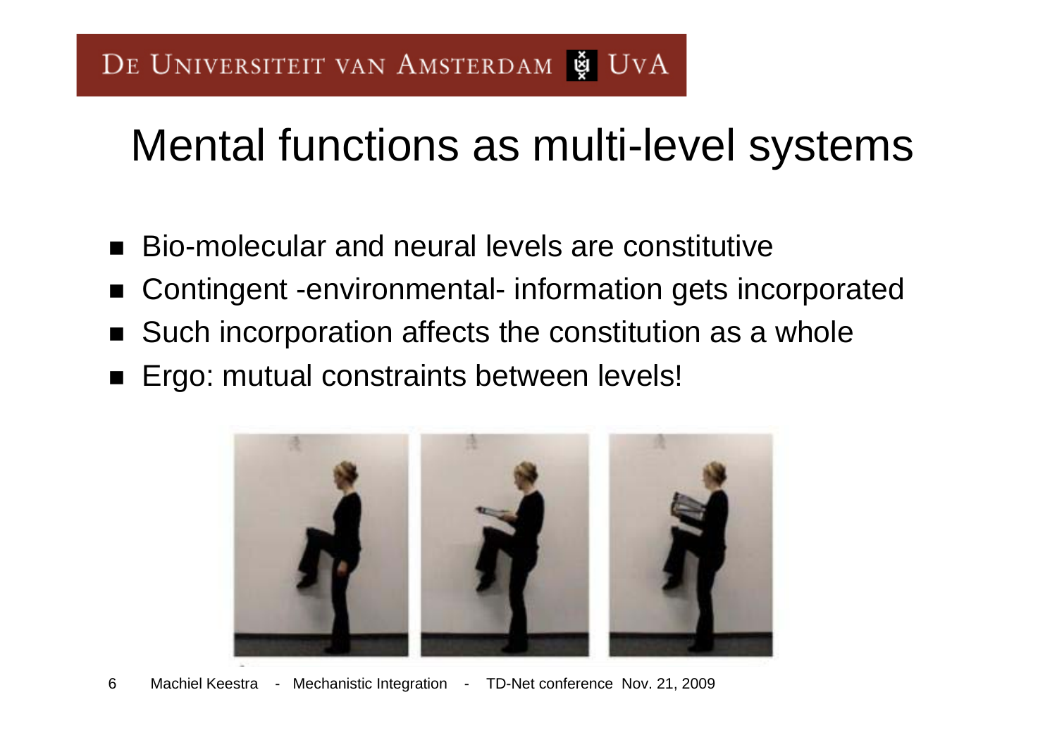# Mental functions as multi-level systems

- Bio-molecular and neural levels are constitutive
- Contingent -environmental- information gets incorporated
- Such incorporation affects the constitution as a whole
- Ergo: mutual constraints between levels!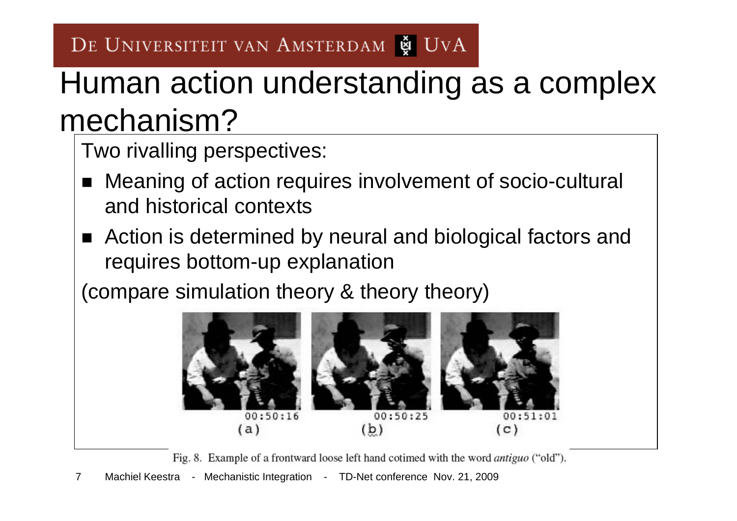# Human action understanding as a complex mechanism?

Two rivalling perspectives:

- Meaning of action requires involvement of socio-cultural and historical contexts
- Action is determined by neural and biological factors and requires bottom-up explanation

(compare simulation theory & theory theory)

00:50:16 (a) 00:50:25 (b) 00:51:01 (c)

Fig. 8. Example of a frontward loose left hand cotimed with the word *antiguo* ("old").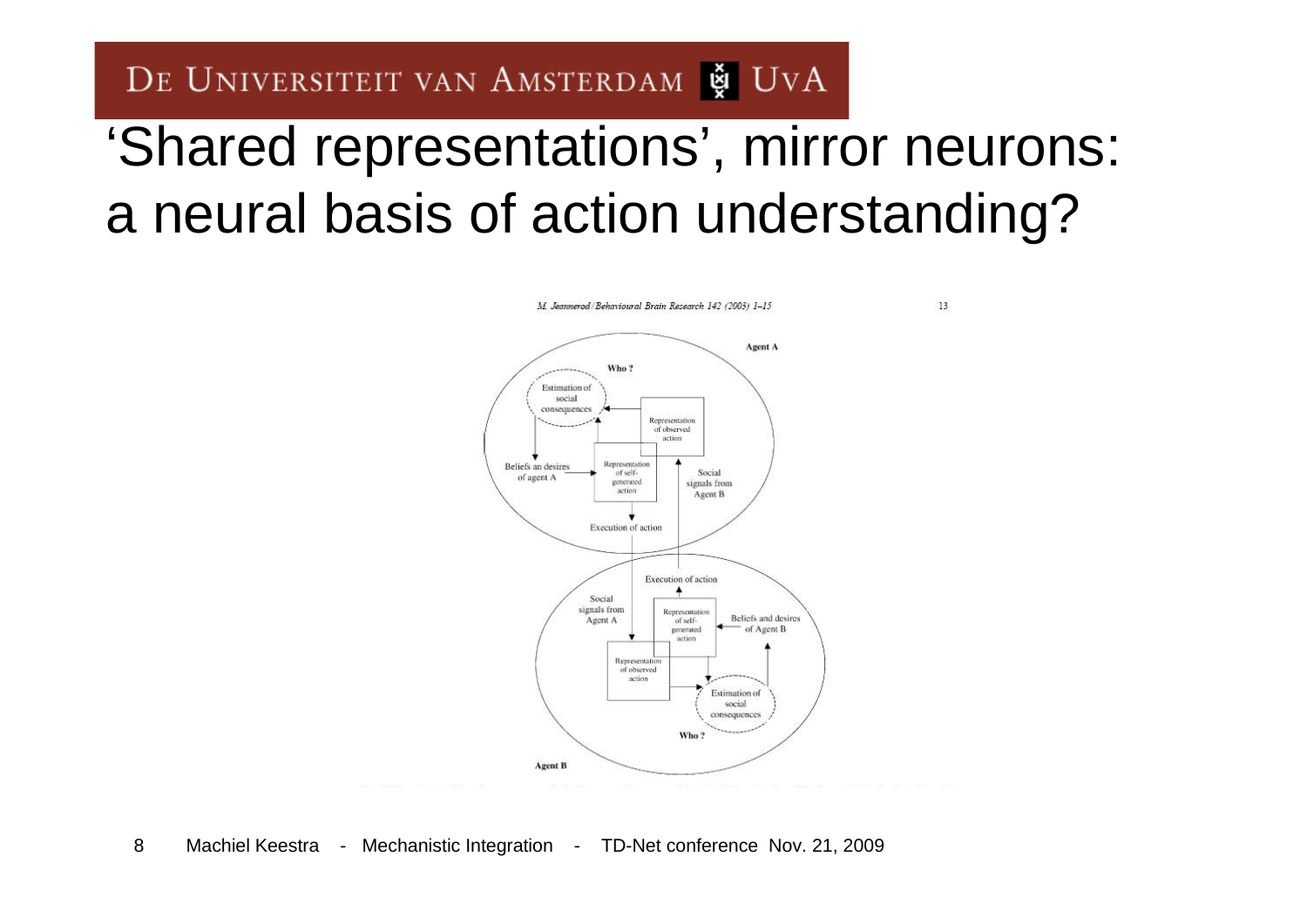# 'Shared representations', mirror neurons: a neural basis of action understanding?

M. Jeannerod / Behavioural Brain Research 142 (2003) 1–15

Agent A

Who ?

Estimation of social consequences

Representation of observed action

Beliefs an desires of agent A

Representation of self-generated action

Social signals from Agent B

Execution of action

Execution of action

Social signals from Agent A

Representation of self-generated action

Beliefs and desires of Agent B

Representation of observed action

Estimation of social consequences

Who ?

Agent B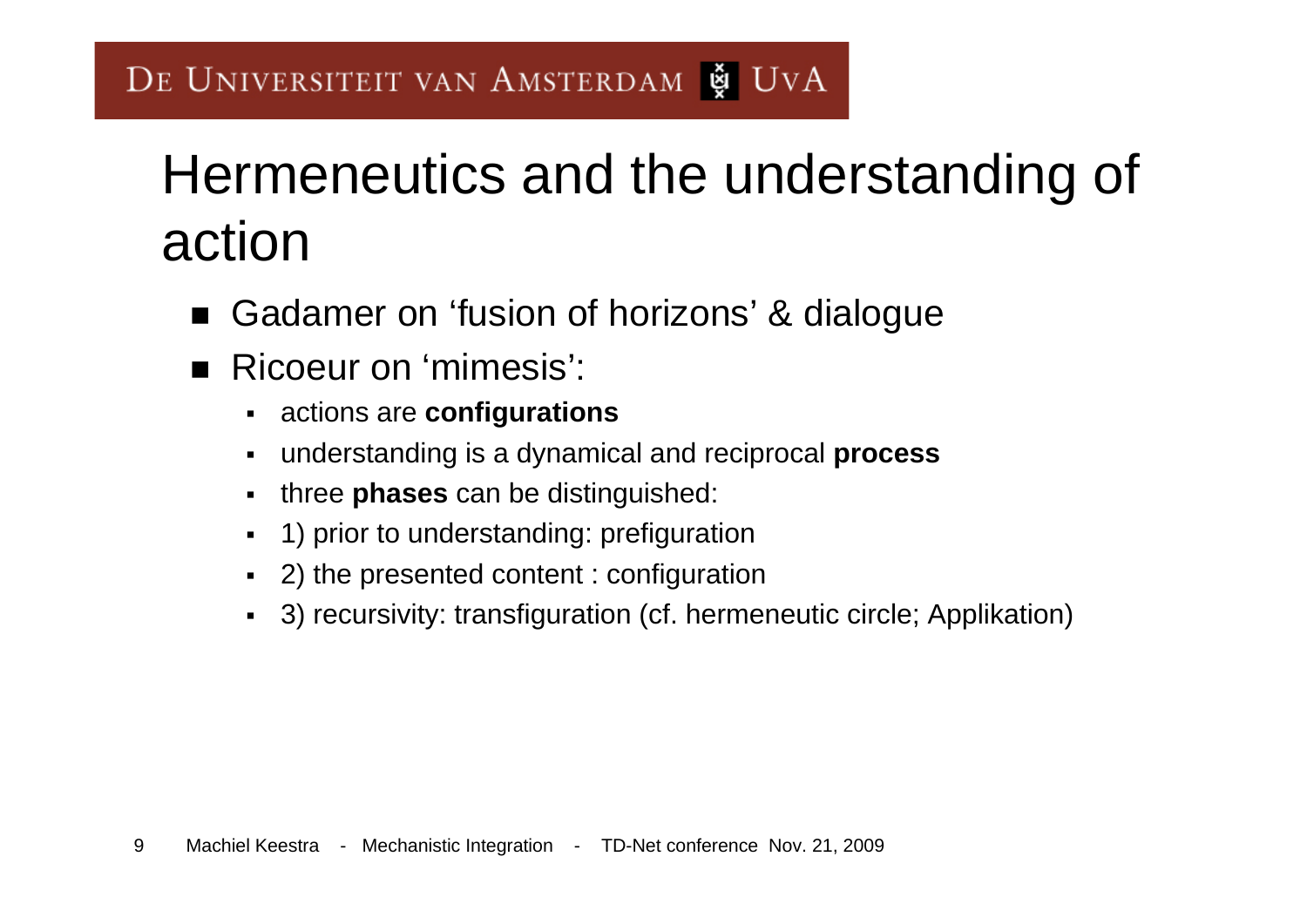# Hermeneutics and the understanding of action

- Gadamer on ‘fusion of horizons’ & dialogue
- Ricoeur on ‘mimesis’:
  - actions are **configurations**
  - understanding is a dynamical and reciprocal **process**
  - three **phases** can be distinguished:
  - 1) prior to understanding: prefiguration
  - 2) the presented content : configuration
  - 3) recursivity: transfiguration (cf. hermeneutic circle; Applikation)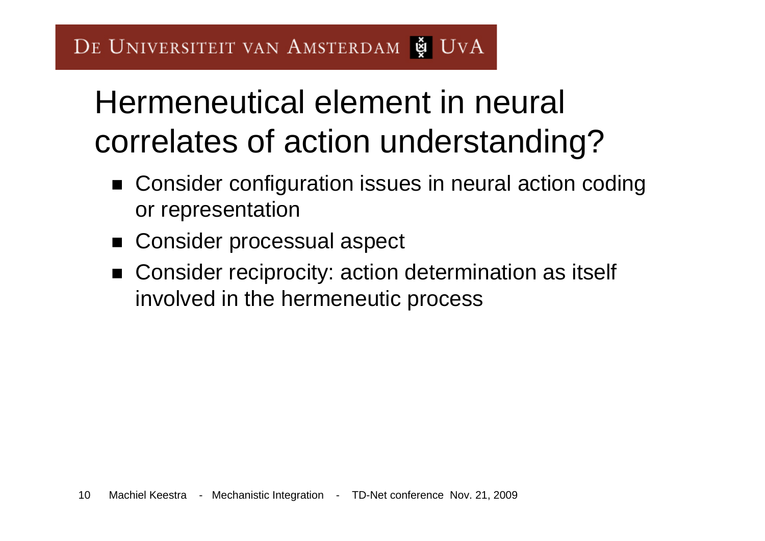# Hermeneutical element in neural correlates of action understanding?

- Consider configuration issues in neural action coding or representation
- Consider processual aspect
- Consider reciprocity: action determination as itself involved in the hermeneutic process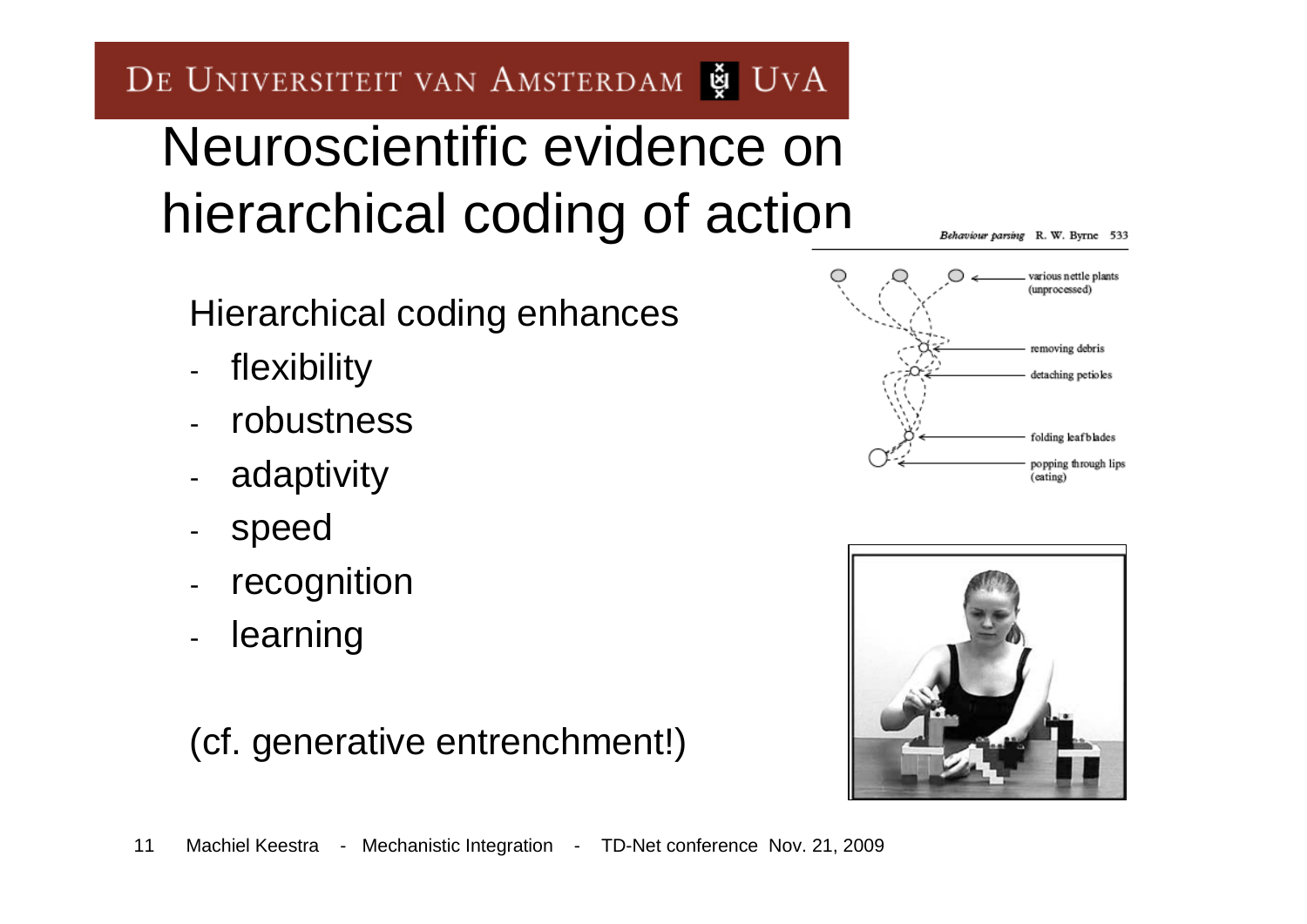# Neuroscientific evidence on hierarchical coding of action

Hierarchical coding enhances

- flexibility
- robustness
- adaptivity
- speed
- recognition
- learning

(cf. generative entrenchment!)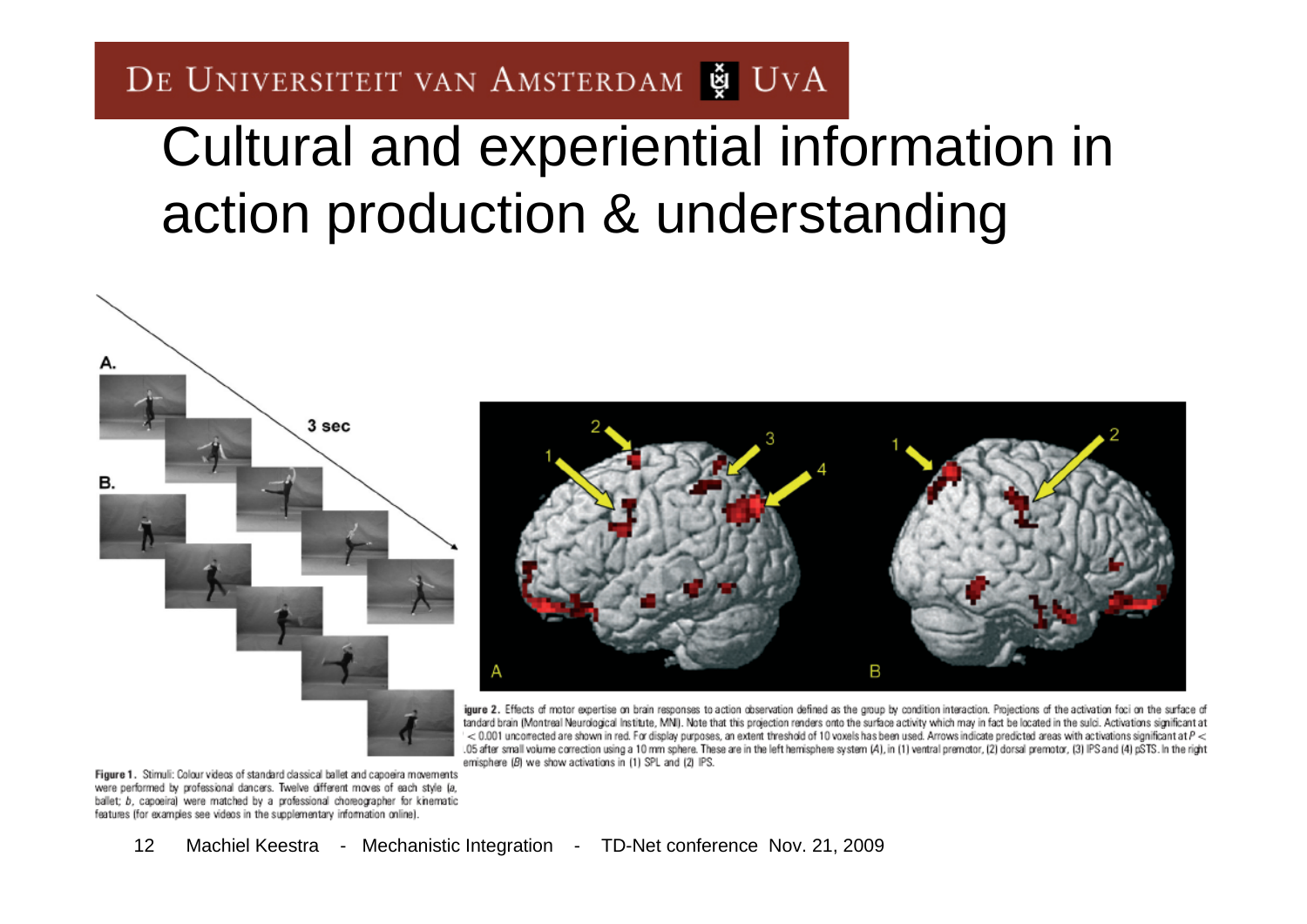# Cultural and experiential information in action production & understanding

Figure 1. Stimuli: Colour videos of standard classical ballet and capoeira movements were performed by professional dancers. Twelve different moves of each style (a, ballet; b, capoeira) were matched by a professional choreographer for kinematic features (for examples see videos in the supplementary information online).

Figure 2. Effects of motor expertise on brain responses to action observation defined as the group by condition interaction. Projections of the activation foci on the surface of standard brain (Montreal Neurological Institute, MNI). Note that this projection renders onto the surface activity which may in fact be located in the sulci. Activations significant at $P < 0.001$ uncorrected are shown in red. For display purposes, an extent threshold of 10 voxels has been used. Arrows indicate predicted areas with activations significant at $P < .05$ after small volume correction using a 10 mm sphere. These are in the left hemisphere system (A), in (1) ventral premotor, (2) dorsal premotor, (3) IPS and (4) pSTS. In the right hemisphere (B) we show activations in (1) SPL and (2) IPS.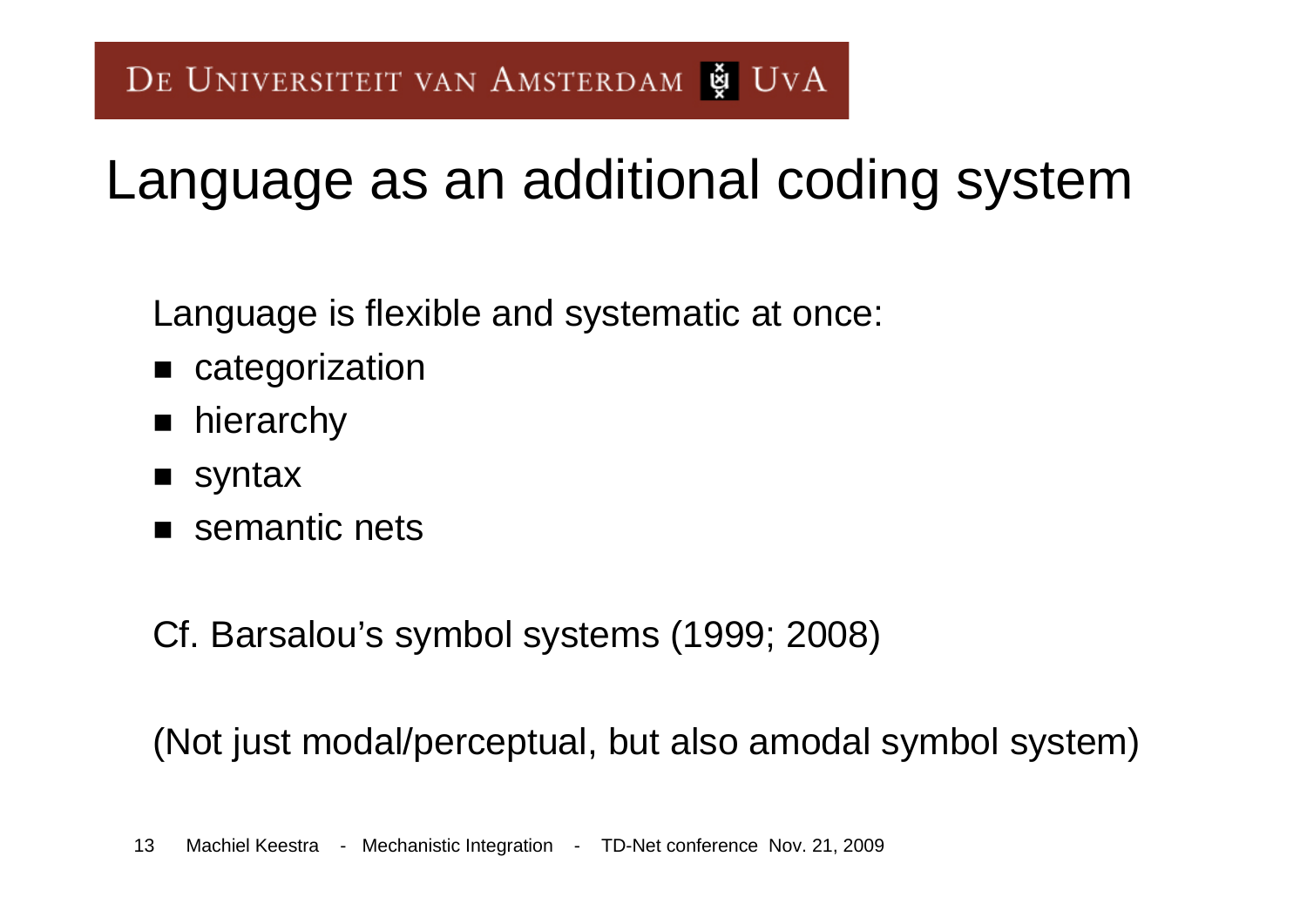# Language as an additional coding system

Language is flexible and systematic at once:

- categorization
- hierarchy
- syntax
- semantic nets

Cf. Barsalou's symbol systems (1999; 2008)

(Not just modal/perceptual, but also amodal symbol system)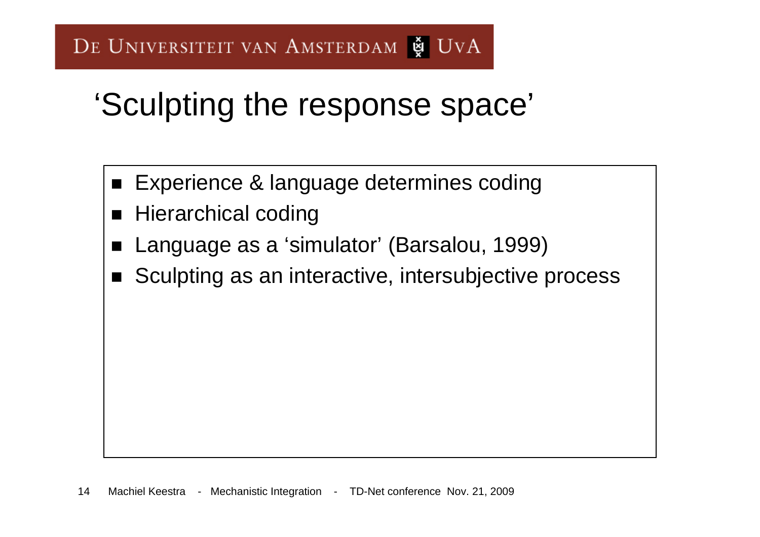# ‘Sculpting the response space’

- Experience & language determines coding
- Hierarchical coding
- Language as a ‘simulator’ (Barsalou, 1999)
- Sculpting as an interactive, intersubjective process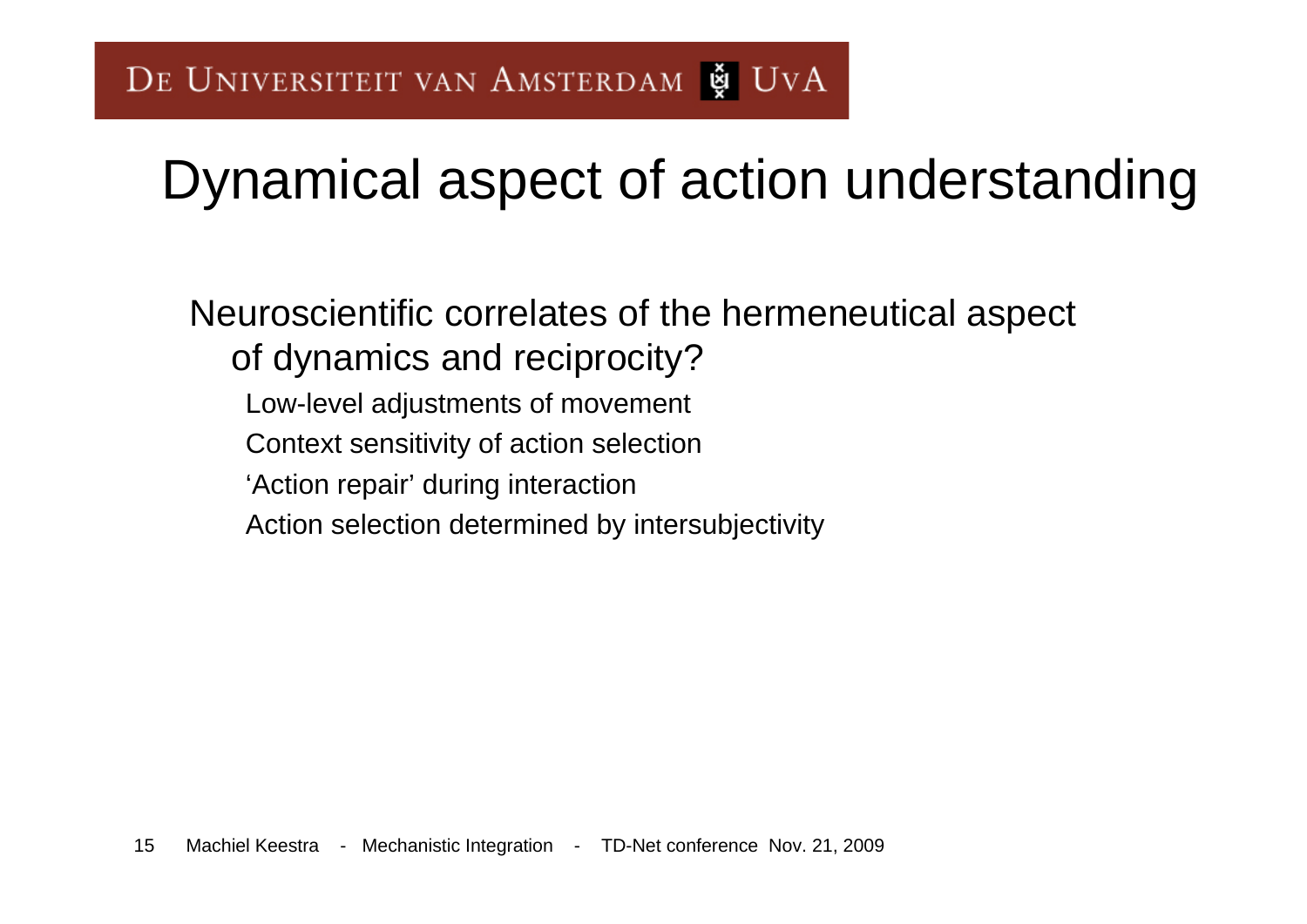# Dynamical aspect of action understanding

Neuroscientific correlates of the hermeneutical aspect of dynamics and reciprocity?

- Low-level adjustments of movement
- Context sensitivity of action selection
- ‘Action repair’ during interaction
- Action selection determined by intersubjectivity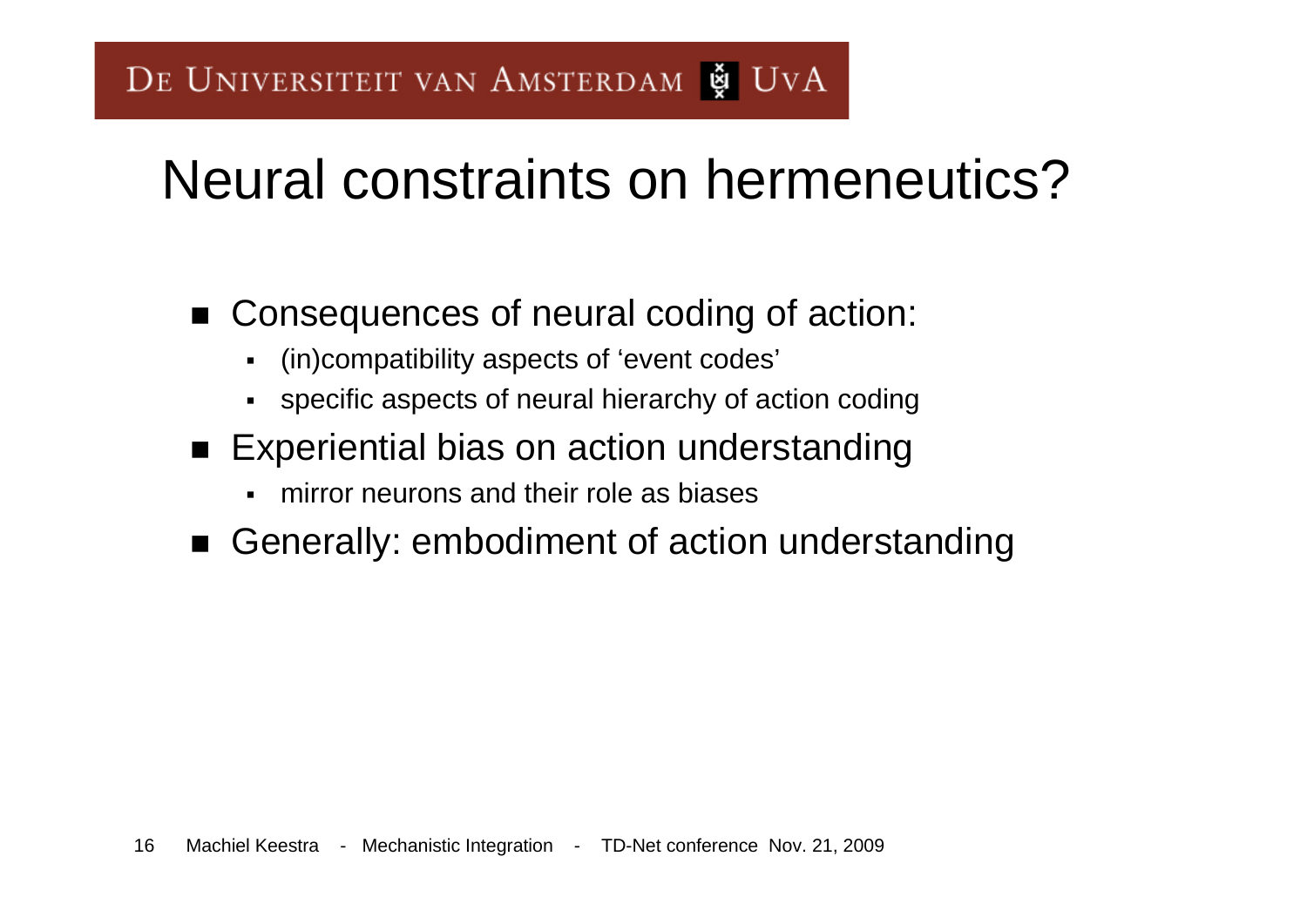# Neural constraints on hermeneutics?

- Consequences of neural coding of action:
  - (in)compatibility aspects of 'event codes'
  - specific aspects of neural hierarchy of action coding
- Experiential bias on action understanding
  - mirror neurons and their role as biases
- Generally: embodiment of action understanding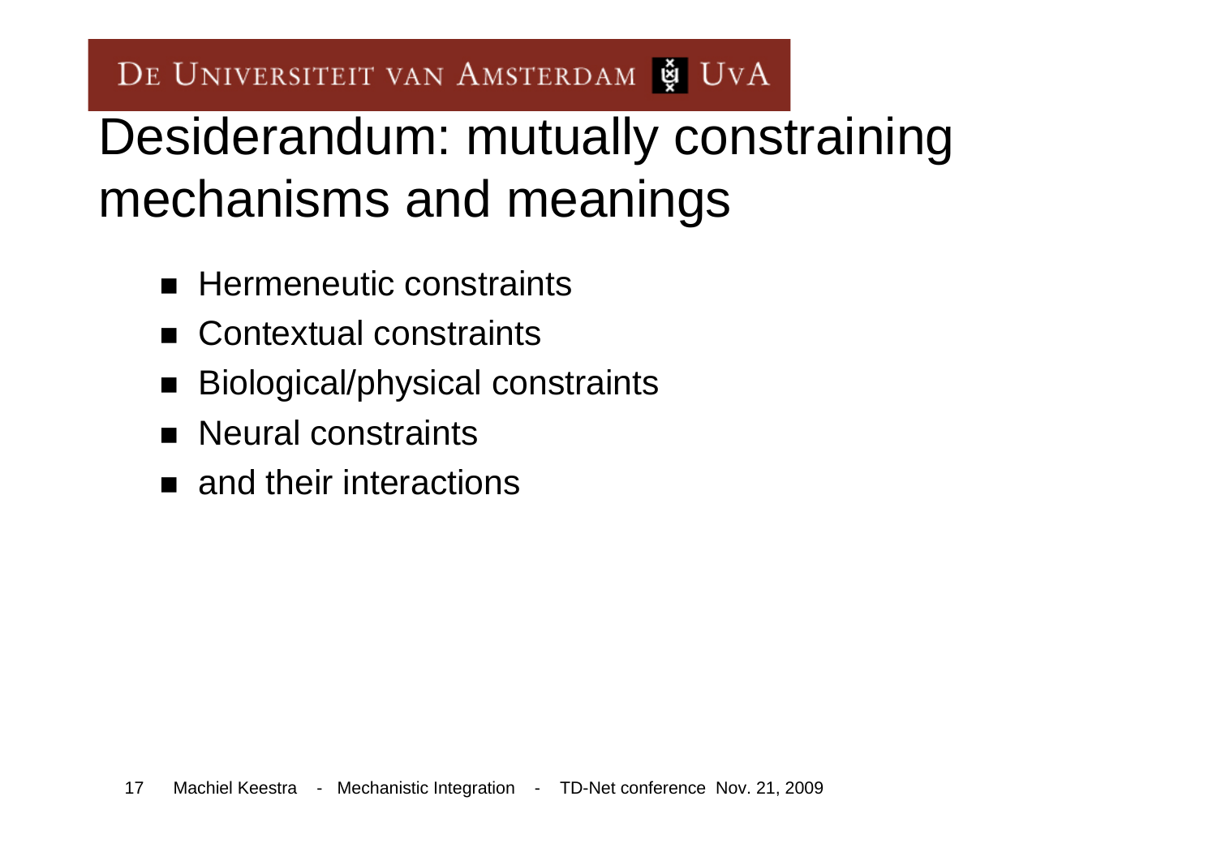# Desiderandum: mutually constraining mechanisms and meanings

- Hermeneutic constraints
- Contextual constraints
- Biological/physical constraints
- Neural constraints
- and their interactions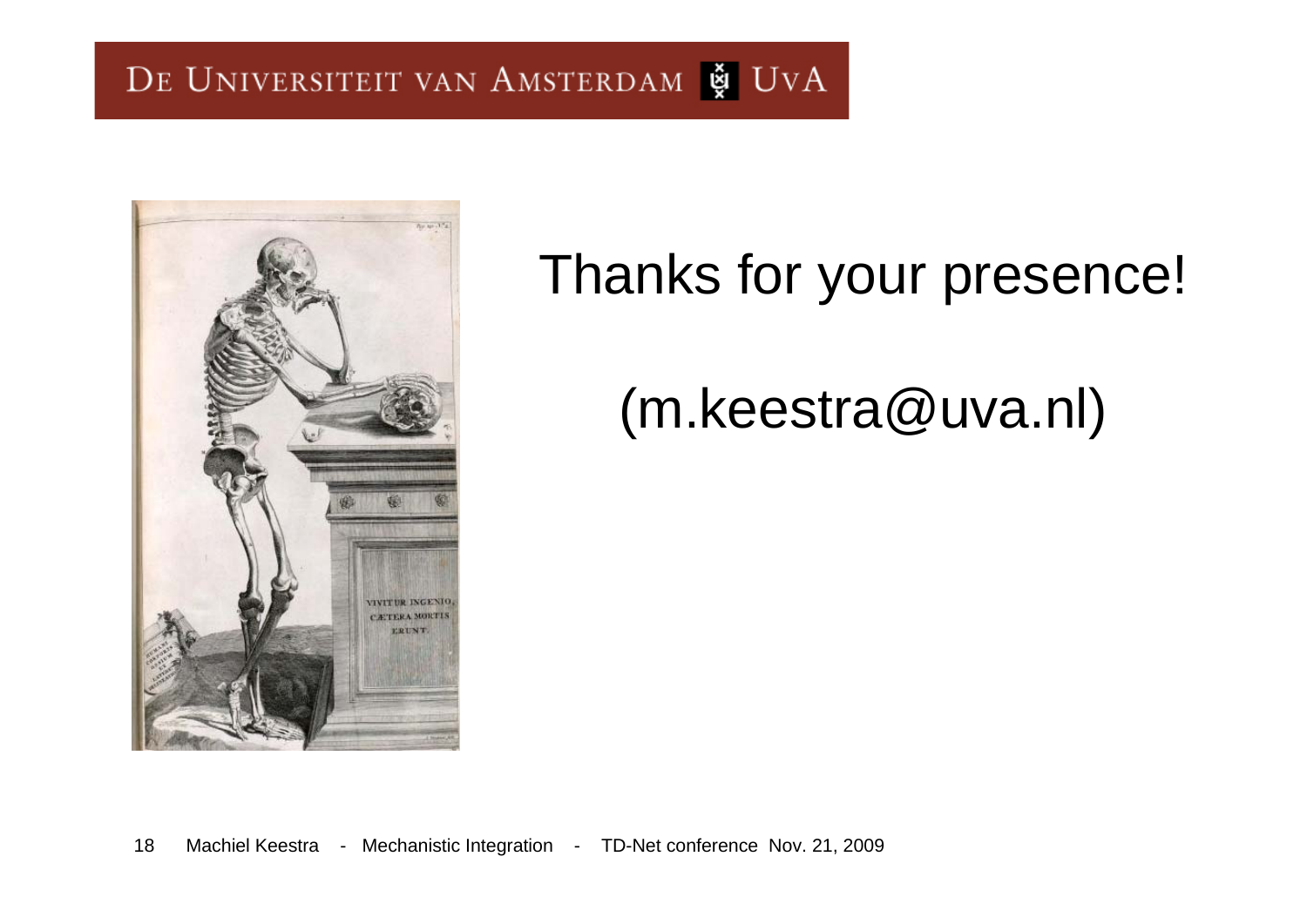Thanks for your presence!

(m.keestra@uva.nl)